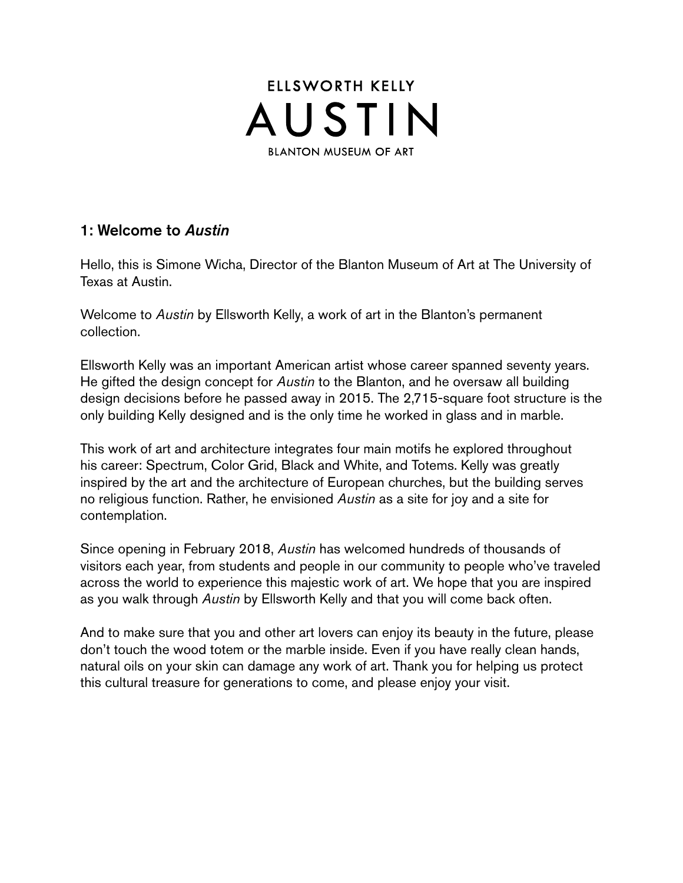ELLSWORTH KELLY

# AUSTIN

BLANTON MUSEUM OF ART

## 1: Welcome to *Austin*

Hello, this is Simone Wicha, Director of the Blanton Museum of Art at The University of Texas at Austin.

Welcome to *Austin* by Ellsworth Kelly, a work of art in the Blanton's permanent collection.

Ellsworth Kelly was an important American artist whose career spanned seventy years. He gifted the design concept for *Austin* to the Blanton, and he oversaw all building design decisions before he passed away in 2015. The 2,715-square foot structure is the only building Kelly designed and is the only time he worked in glass and in marble.

This work of art and architecture integrates four main motifs he explored throughout his career: Spectrum, Color Grid, Black and White, and Totems. Kelly was greatly inspired by the art and the architecture of European churches, but the building serves no religious function. Rather, he envisioned *Austin* as a site for joy and a site for contemplation.

Since opening in February 2018, *Austin* has welcomed hundreds of thousands of visitors each year, from students and people in our community to people who've traveled across the world to experience this majestic work of art. We hope that you are inspired as you walk through *Austin* by Ellsworth Kelly and that you will come back often.

And to make sure that you and other art lovers can enjoy its beauty in the future, please don't touch the wood totem or the marble inside. Even if you have really clean hands, natural oils on your skin can damage any work of art. Thank you for helping us protect this cultural treasure for generations to come, and please enjoy your visit.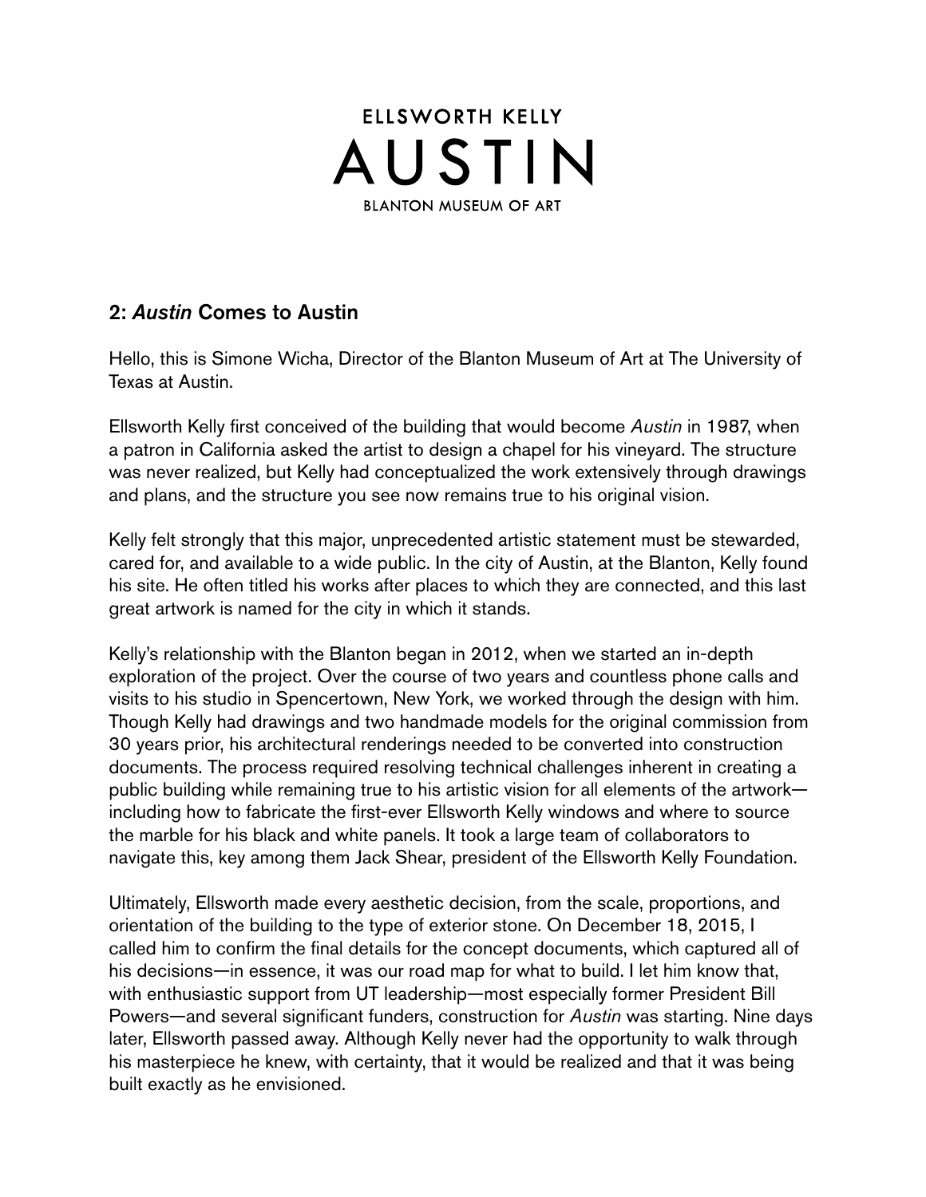## 2: *Austin* Comes to Austin

Hello, this is Simone Wicha, Director of the Blanton Museum of Art at The University of Texas at Austin.

Ellsworth Kelly first conceived of the building that would become *Austin* in 1987, when a patron in California asked the artist to design a chapel for his vineyard. The structure was never realized, but Kelly had conceptualized the work extensively through drawings and plans, and the structure you see now remains true to his original vision.

Kelly felt strongly that this major, unprecedented artistic statement must be stewarded, cared for, and available to a wide public. In the city of Austin, at the Blanton, Kelly found his site. He often titled his works after places to which they are connected, and this last great artwork is named for the city in which it stands.

Kelly's relationship with the Blanton began in 2012, when we started an in-depth exploration of the project. Over the course of two years and countless phone calls and visits to his studio in Spencertown, New York, we worked through the design with him. Though Kelly had drawings and two handmade models for the original commission from 30 years prior, his architectural renderings needed to be converted into construction documents. The process required resolving technical challenges inherent in creating a public building while remaining true to his artistic vision for all elements of the artwork—including how to fabricate the first-ever Ellsworth Kelly windows and where to source the marble for his black and white panels. It took a large team of collaborators to navigate this, key among them Jack Shear, president of the Ellsworth Kelly Foundation.

Ultimately, Ellsworth made every aesthetic decision, from the scale, proportions, and orientation of the building to the type of exterior stone. On December 18, 2015, I called him to confirm the final details for the concept documents, which captured all of his decisions—in essence, it was our road map for what to build. I let him know that, with enthusiastic support from UT leadership—most especially former President Bill Powers—and several significant funders, construction for *Austin* was starting. Nine days later, Ellsworth passed away. Although Kelly never had the opportunity to walk through his masterpiece he knew, with certainty, that it would be realized and that it was being built exactly as he envisioned.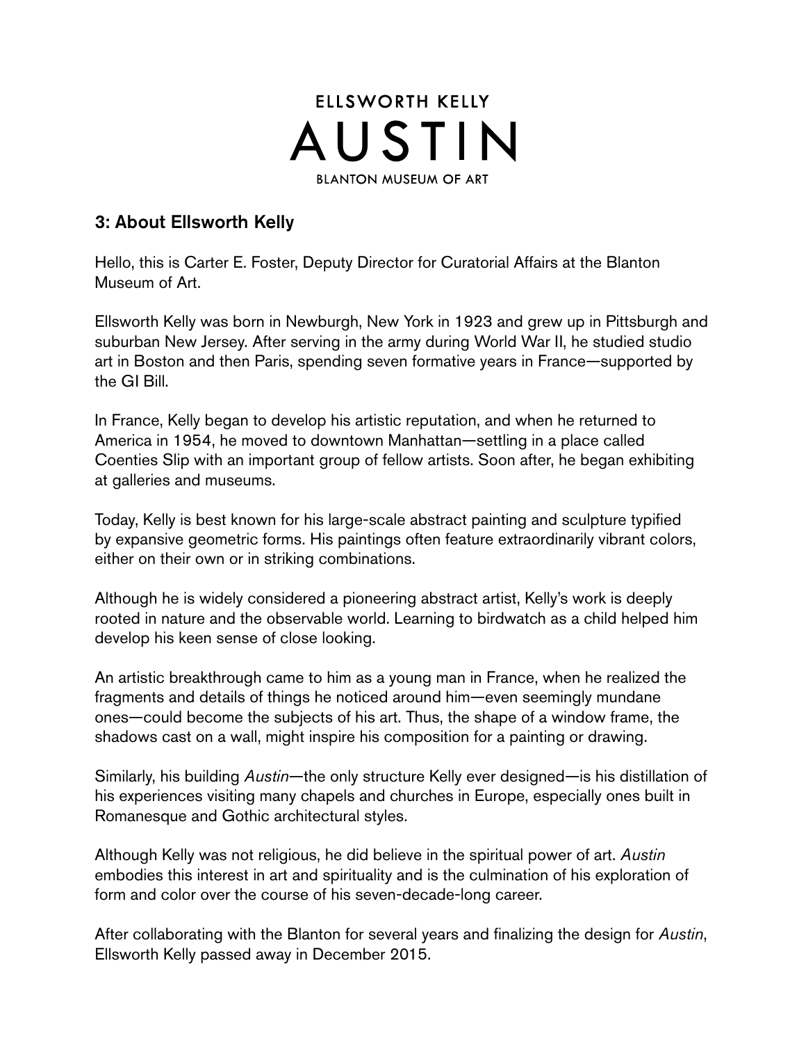ELLSWORTH KELLY

AUSTIN

BLANTON MUSEUM OF ART

## 3: About Ellsworth Kelly

Hello, this is Carter E. Foster, Deputy Director for Curatorial Affairs at the Blanton Museum of Art.

Ellsworth Kelly was born in Newburgh, New York in 1923 and grew up in Pittsburgh and suburban New Jersey. After serving in the army during World War II, he studied studio art in Boston and then Paris, spending seven formative years in France—supported by the GI Bill.

In France, Kelly began to develop his artistic reputation, and when he returned to America in 1954, he moved to downtown Manhattan—settling in a place called Coenties Slip with an important group of fellow artists. Soon after, he began exhibiting at galleries and museums.

Today, Kelly is best known for his large-scale abstract painting and sculpture typified by expansive geometric forms. His paintings often feature extraordinarily vibrant colors, either on their own or in striking combinations.

Although he is widely considered a pioneering abstract artist, Kelly's work is deeply rooted in nature and the observable world. Learning to birdwatch as a child helped him develop his keen sense of close looking.

An artistic breakthrough came to him as a young man in France, when he realized the fragments and details of things he noticed around him—even seemingly mundane ones—could become the subjects of his art. Thus, the shape of a window frame, the shadows cast on a wall, might inspire his composition for a painting or drawing.

Similarly, his building *Austin*—the only structure Kelly ever designed—is his distillation of his experiences visiting many chapels and churches in Europe, especially ones built in Romanesque and Gothic architectural styles.

Although Kelly was not religious, he did believe in the spiritual power of art. *Austin* embodies this interest in art and spirituality and is the culmination of his exploration of form and color over the course of his seven-decade-long career.

After collaborating with the Blanton for several years and finalizing the design for *Austin*, Ellsworth Kelly passed away in December 2015.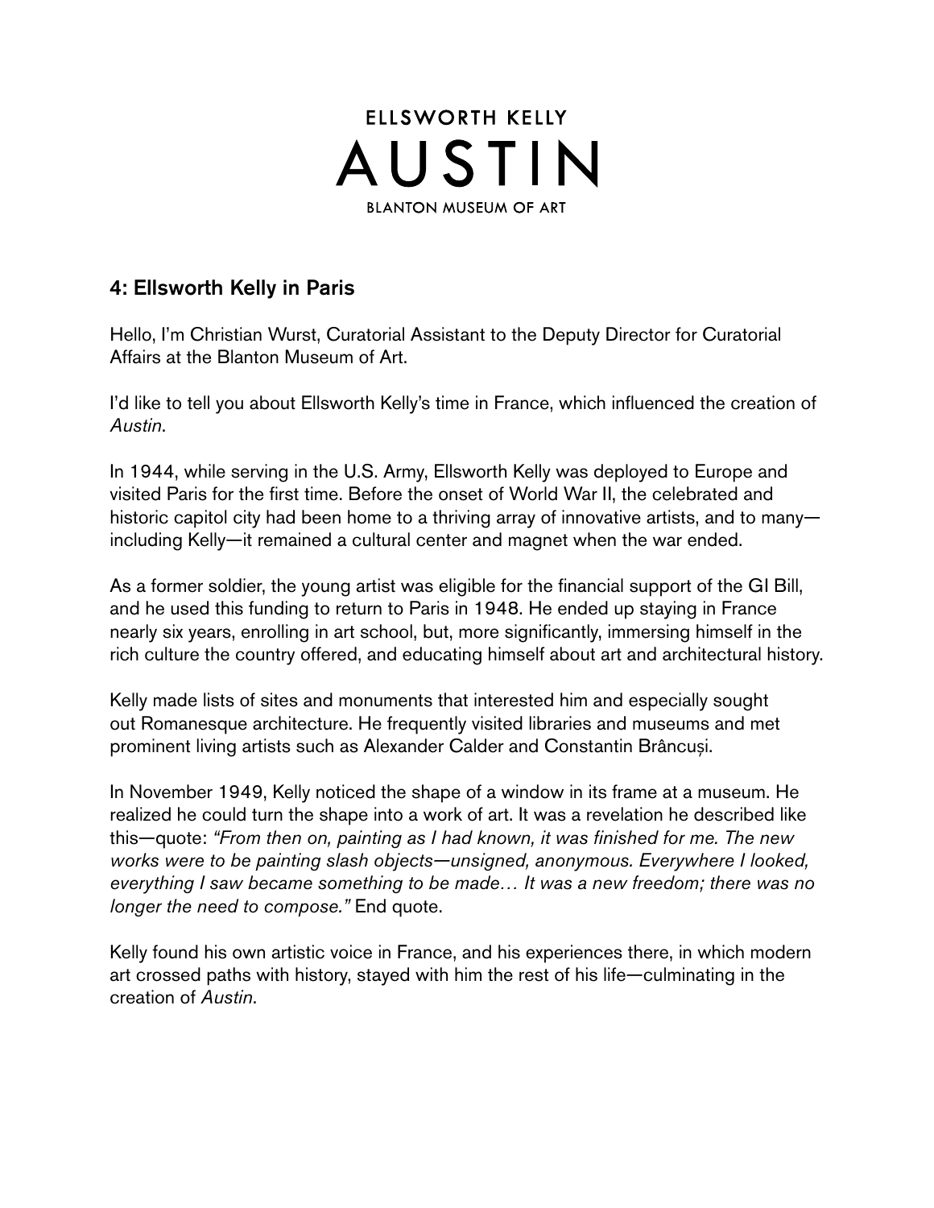ELLSWORTH KELLY
AUSTIN
BLANTON MUSEUM OF ART

## 4: Ellsworth Kelly in Paris

Hello, I'm Christian Wurst, Curatorial Assistant to the Deputy Director for Curatorial Affairs at the Blanton Museum of Art.

I'd like to tell you about Ellsworth Kelly's time in France, which influenced the creation of *Austin*.

In 1944, while serving in the U.S. Army, Ellsworth Kelly was deployed to Europe and visited Paris for the first time. Before the onset of World War II, the celebrated and historic capitol city had been home to a thriving array of innovative artists, and to many—including Kelly—it remained a cultural center and magnet when the war ended.

As a former soldier, the young artist was eligible for the financial support of the GI Bill, and he used this funding to return to Paris in 1948. He ended up staying in France nearly six years, enrolling in art school, but, more significantly, immersing himself in the rich culture the country offered, and educating himself about art and architectural history.

Kelly made lists of sites and monuments that interested him and especially sought out Romanesque architecture. He frequently visited libraries and museums and met prominent living artists such as Alexander Calder and Constantin Brâncuși.

In November 1949, Kelly noticed the shape of a window in its frame at a museum. He realized he could turn the shape into a work of art. It was a revelation he described like this—quote: *"From then on, painting as I had known, it was finished for me. The new works were to be painting slash objects—unsigned, anonymous. Everywhere I looked, everything I saw became something to be made… It was a new freedom; there was no longer the need to compose."* End quote.

Kelly found his own artistic voice in France, and his experiences there, in which modern art crossed paths with history, stayed with him the rest of his life—culminating in the creation of *Austin*.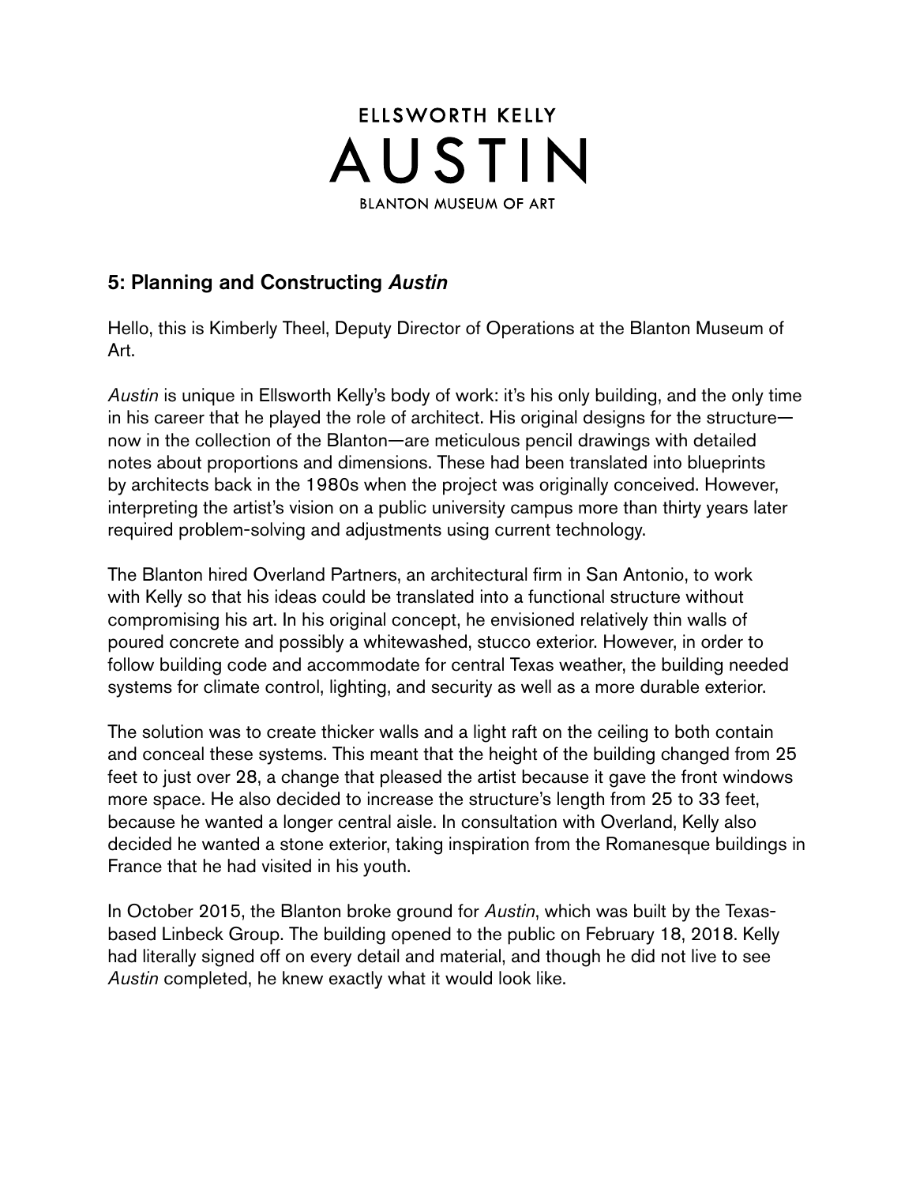ELLSWORTH KELLY

# AUSTIN

BLANTON MUSEUM OF ART

## 5: Planning and Constructing *Austin*

Hello, this is Kimberly Theel, Deputy Director of Operations at the Blanton Museum of Art.

*Austin* is unique in Ellsworth Kelly's body of work: it's his only building, and the only time in his career that he played the role of architect. His original designs for the structure—now in the collection of the Blanton—are meticulous pencil drawings with detailed notes about proportions and dimensions. These had been translated into blueprints by architects back in the 1980s when the project was originally conceived. However, interpreting the artist's vision on a public university campus more than thirty years later required problem-solving and adjustments using current technology.

The Blanton hired Overland Partners, an architectural firm in San Antonio, to work with Kelly so that his ideas could be translated into a functional structure without compromising his art. In his original concept, he envisioned relatively thin walls of poured concrete and possibly a whitewashed, stucco exterior. However, in order to follow building code and accommodate for central Texas weather, the building needed systems for climate control, lighting, and security as well as a more durable exterior.

The solution was to create thicker walls and a light raft on the ceiling to both contain and conceal these systems. This meant that the height of the building changed from 25 feet to just over 28, a change that pleased the artist because it gave the front windows more space. He also decided to increase the structure's length from 25 to 33 feet, because he wanted a longer central aisle. In consultation with Overland, Kelly also decided he wanted a stone exterior, taking inspiration from the Romanesque buildings in France that he had visited in his youth.

In October 2015, the Blanton broke ground for *Austin*, which was built by the Texas-based Linbeck Group. The building opened to the public on February 18, 2018. Kelly had literally signed off on every detail and material, and though he did not live to see *Austin* completed, he knew exactly what it would look like.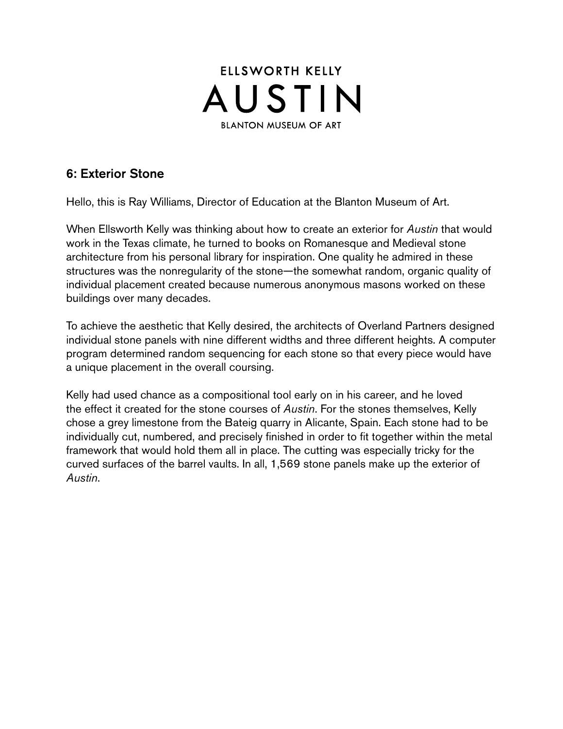# ELLSWORTH KELLY AUSTIN

BLANTON MUSEUM OF ART

## 6: Exterior Stone

Hello, this is Ray Williams, Director of Education at the Blanton Museum of Art.

When Ellsworth Kelly was thinking about how to create an exterior for *Austin* that would work in the Texas climate, he turned to books on Romanesque and Medieval stone architecture from his personal library for inspiration. One quality he admired in these structures was the nonregularity of the stone—the somewhat random, organic quality of individual placement created because numerous anonymous masons worked on these buildings over many decades.

To achieve the aesthetic that Kelly desired, the architects of Overland Partners designed individual stone panels with nine different widths and three different heights. A computer program determined random sequencing for each stone so that every piece would have a unique placement in the overall coursing.

Kelly had used chance as a compositional tool early on in his career, and he loved the effect it created for the stone courses of *Austin*. For the stones themselves, Kelly chose a grey limestone from the Bateig quarry in Alicante, Spain. Each stone had to be individually cut, numbered, and precisely finished in order to fit together within the metal framework that would hold them all in place. The cutting was especially tricky for the curved surfaces of the barrel vaults. In all, 1,569 stone panels make up the exterior of *Austin*.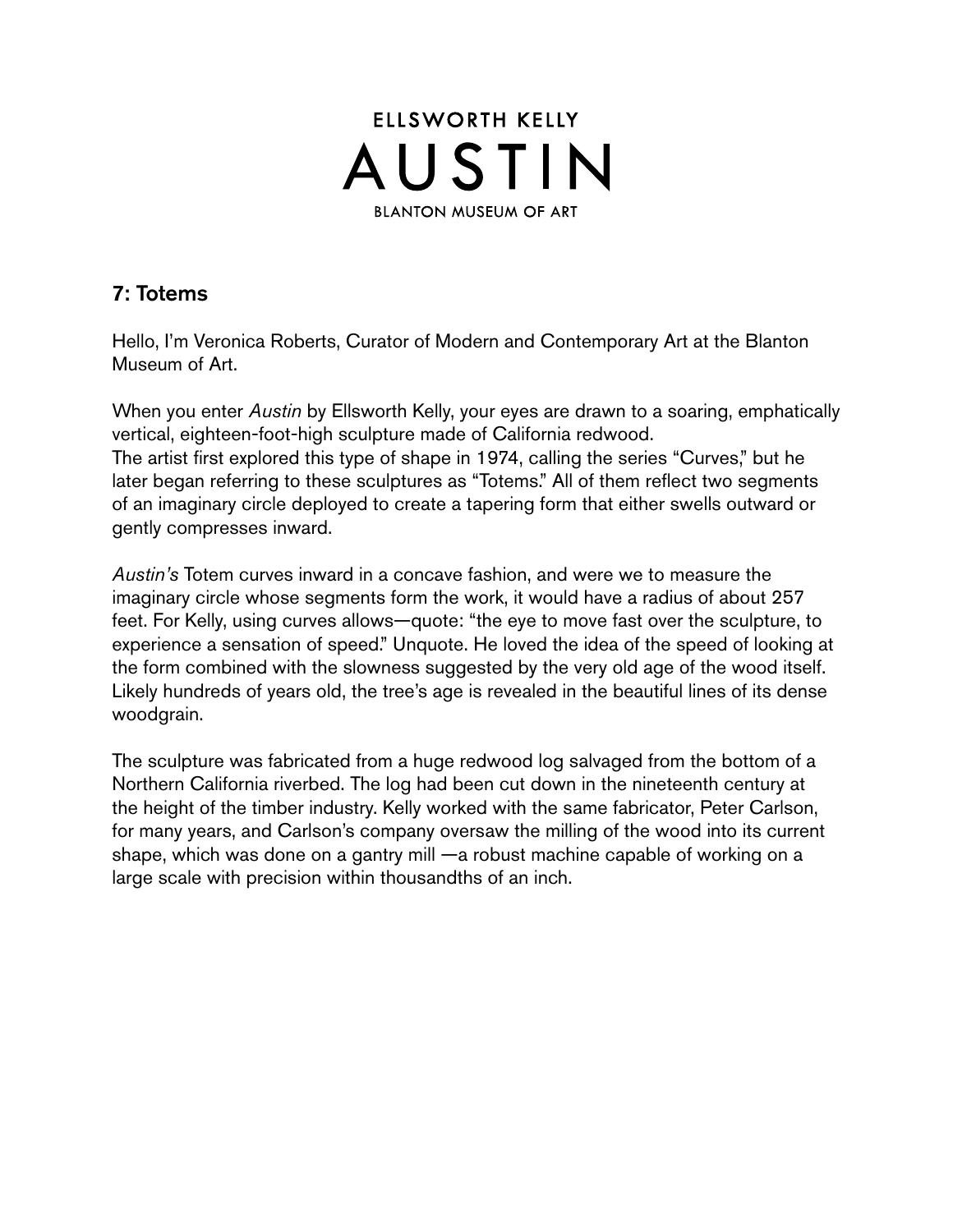ELLSWORTH KELLY

# AUSTIN

BLANTON MUSEUM OF ART

## 7: Totems

Hello, I'm Veronica Roberts, Curator of Modern and Contemporary Art at the Blanton Museum of Art.

When you enter *Austin* by Ellsworth Kelly, your eyes are drawn to a soaring, emphatically vertical, eighteen-foot-high sculpture made of California redwood.
The artist first explored this type of shape in 1974, calling the series "Curves," but he later began referring to these sculptures as "Totems." All of them reflect two segments of an imaginary circle deployed to create a tapering form that either swells outward or gently compresses inward.

*Austin's* Totem curves inward in a concave fashion, and were we to measure the imaginary circle whose segments form the work, it would have a radius of about 257 feet. For Kelly, using curves allows—quote: "the eye to move fast over the sculpture, to experience a sensation of speed." Unquote. He loved the idea of the speed of looking at the form combined with the slowness suggested by the very old age of the wood itself. Likely hundreds of years old, the tree's age is revealed in the beautiful lines of its dense woodgrain.

The sculpture was fabricated from a huge redwood log salvaged from the bottom of a Northern California riverbed. The log had been cut down in the nineteenth century at the height of the timber industry. Kelly worked with the same fabricator, Peter Carlson, for many years, and Carlson's company oversaw the milling of the wood into its current shape, which was done on a gantry mill —a robust machine capable of working on a large scale with precision within thousandths of an inch.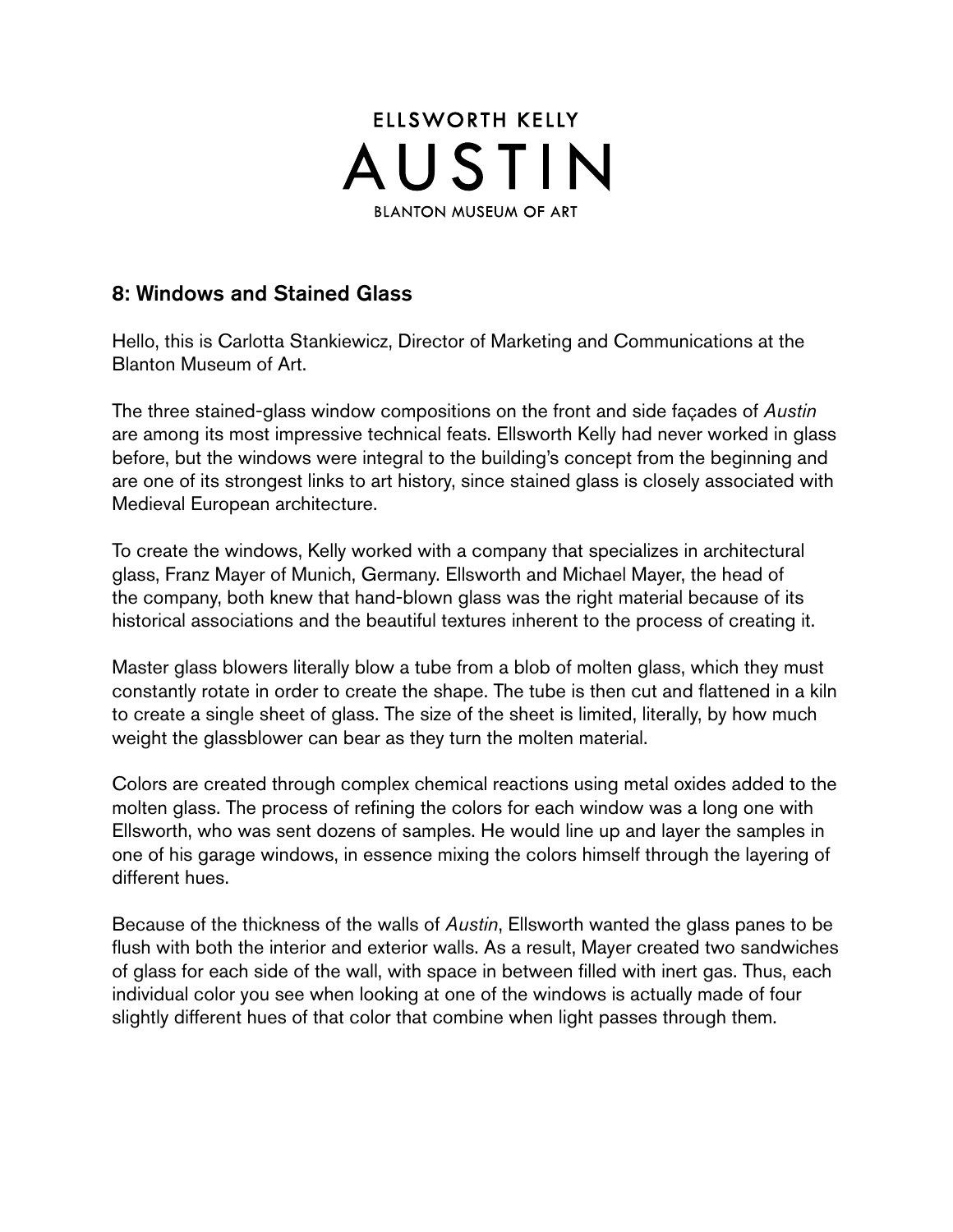ELLSWORTH KELLY

AUSTIN

BLANTON MUSEUM OF ART

## 8: Windows and Stained Glass

Hello, this is Carlotta Stankiewicz, Director of Marketing and Communications at the Blanton Museum of Art.

The three stained-glass window compositions on the front and side façades of *Austin* are among its most impressive technical feats. Ellsworth Kelly had never worked in glass before, but the windows were integral to the building's concept from the beginning and are one of its strongest links to art history, since stained glass is closely associated with Medieval European architecture.

To create the windows, Kelly worked with a company that specializes in architectural glass, Franz Mayer of Munich, Germany. Ellsworth and Michael Mayer, the head of the company, both knew that hand-blown glass was the right material because of its historical associations and the beautiful textures inherent to the process of creating it.

Master glass blowers literally blow a tube from a blob of molten glass, which they must constantly rotate in order to create the shape. The tube is then cut and flattened in a kiln to create a single sheet of glass. The size of the sheet is limited, literally, by how much weight the glassblower can bear as they turn the molten material.

Colors are created through complex chemical reactions using metal oxides added to the molten glass. The process of refining the colors for each window was a long one with Ellsworth, who was sent dozens of samples. He would line up and layer the samples in one of his garage windows, in essence mixing the colors himself through the layering of different hues.

Because of the thickness of the walls of *Austin*, Ellsworth wanted the glass panes to be flush with both the interior and exterior walls. As a result, Mayer created two sandwiches of glass for each side of the wall, with space in between filled with inert gas. Thus, each individual color you see when looking at one of the windows is actually made of four slightly different hues of that color that combine when light passes through them.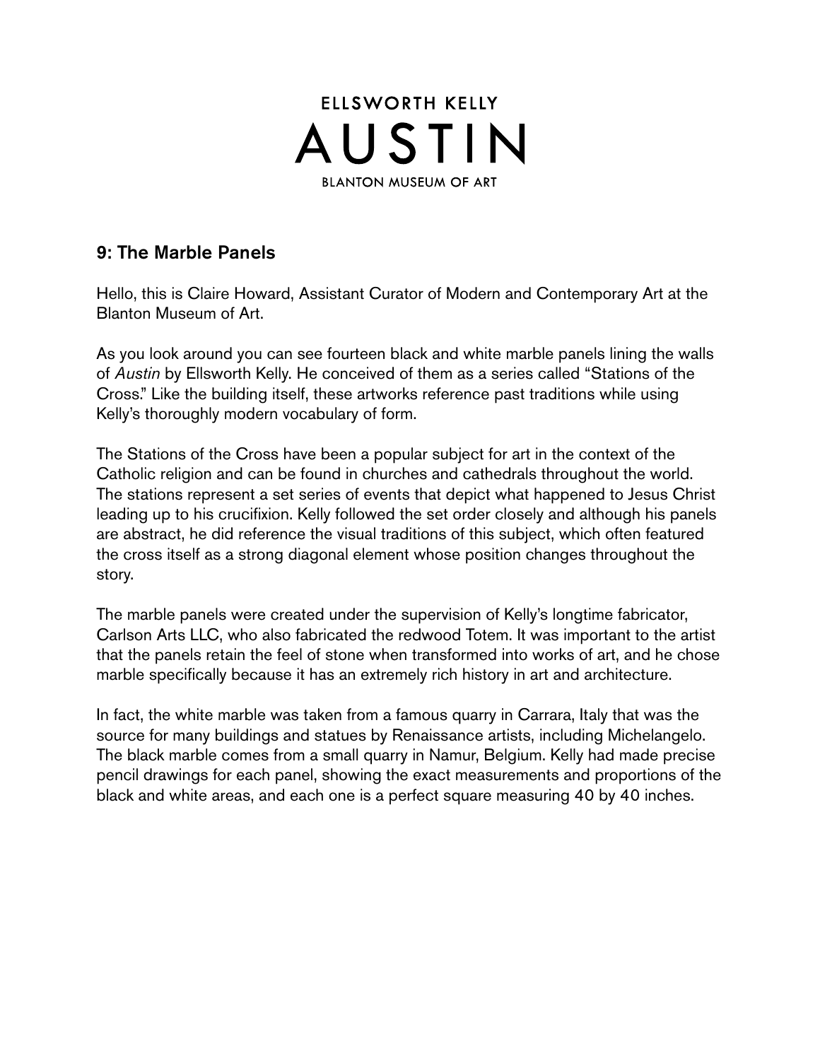ELLSWORTH KELLY

AUSTIN

BLANTON MUSEUM OF ART

## 9: The Marble Panels

Hello, this is Claire Howard, Assistant Curator of Modern and Contemporary Art at the Blanton Museum of Art.

As you look around you can see fourteen black and white marble panels lining the walls of *Austin* by Ellsworth Kelly. He conceived of them as a series called "Stations of the Cross." Like the building itself, these artworks reference past traditions while using Kelly's thoroughly modern vocabulary of form.

The Stations of the Cross have been a popular subject for art in the context of the Catholic religion and can be found in churches and cathedrals throughout the world. The stations represent a set series of events that depict what happened to Jesus Christ leading up to his crucifixion. Kelly followed the set order closely and although his panels are abstract, he did reference the visual traditions of this subject, which often featured the cross itself as a strong diagonal element whose position changes throughout the story.

The marble panels were created under the supervision of Kelly's longtime fabricator, Carlson Arts LLC, who also fabricated the redwood Totem. It was important to the artist that the panels retain the feel of stone when transformed into works of art, and he chose marble specifically because it has an extremely rich history in art and architecture.

In fact, the white marble was taken from a famous quarry in Carrara, Italy that was the source for many buildings and statues by Renaissance artists, including Michelangelo. The black marble comes from a small quarry in Namur, Belgium. Kelly had made precise pencil drawings for each panel, showing the exact measurements and proportions of the black and white areas, and each one is a perfect square measuring 40 by 40 inches.